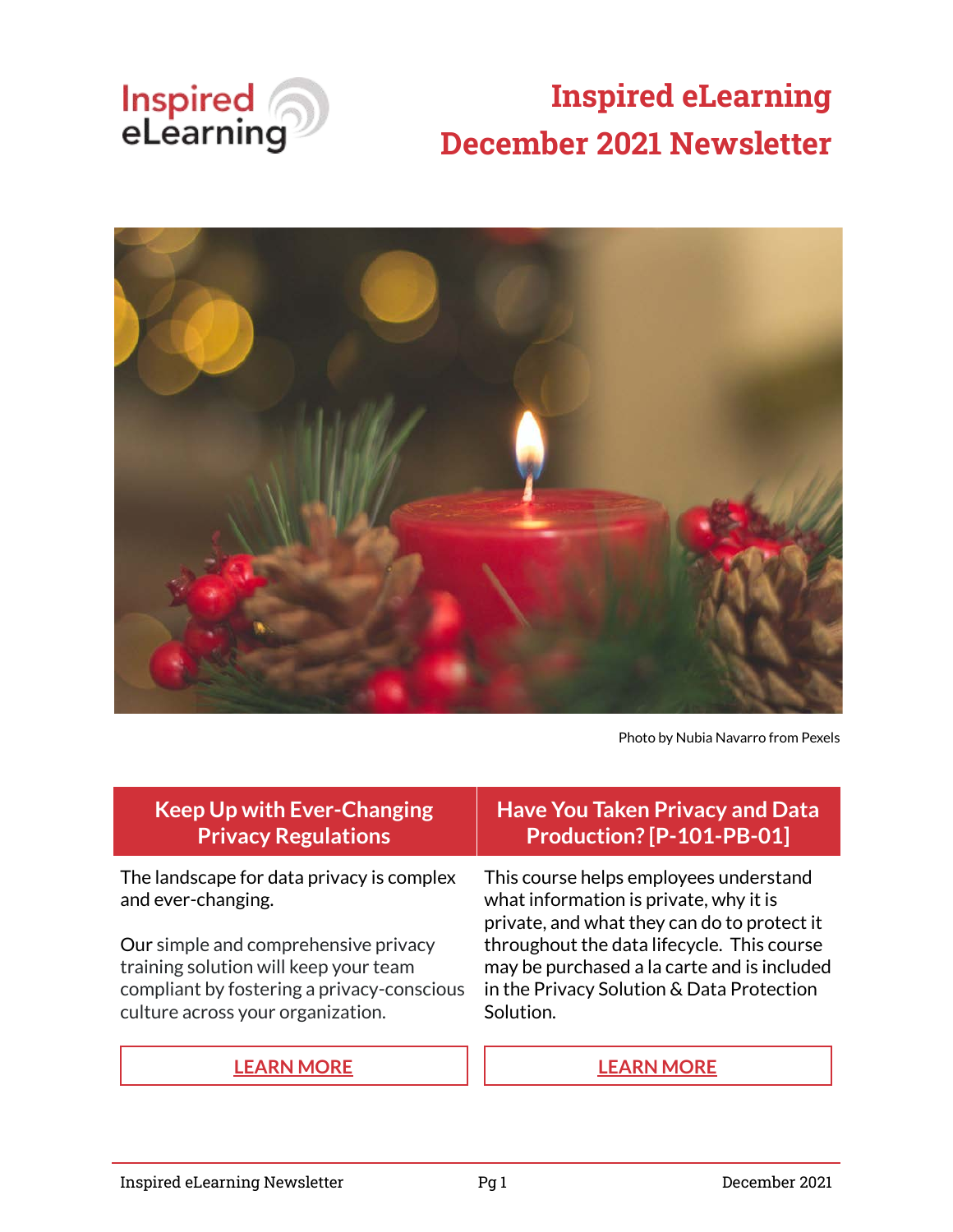# Inspired eLearning December 2021 Newsletter

Photo by Nubia Navarro from Pexels

## Keep Up with Ever-Changing Privacy Regulations

The landscape for data privacy is complex and ever-changing.

Our simple and comprehensive privacy training solution will keep your team compliant by fostering a privacy-conscious culture across your organization.

**LEARN MORE**

## Have You Taken Privacy and Data Production? [P-101-PB-01]

This course helps employees understand what information is private, why it is private, and what they can do to protect it throughout the data lifecycle. This course may be purchased a la carte and is included in the Privacy Solution & Data Protection Solution.

**LEARN MORE**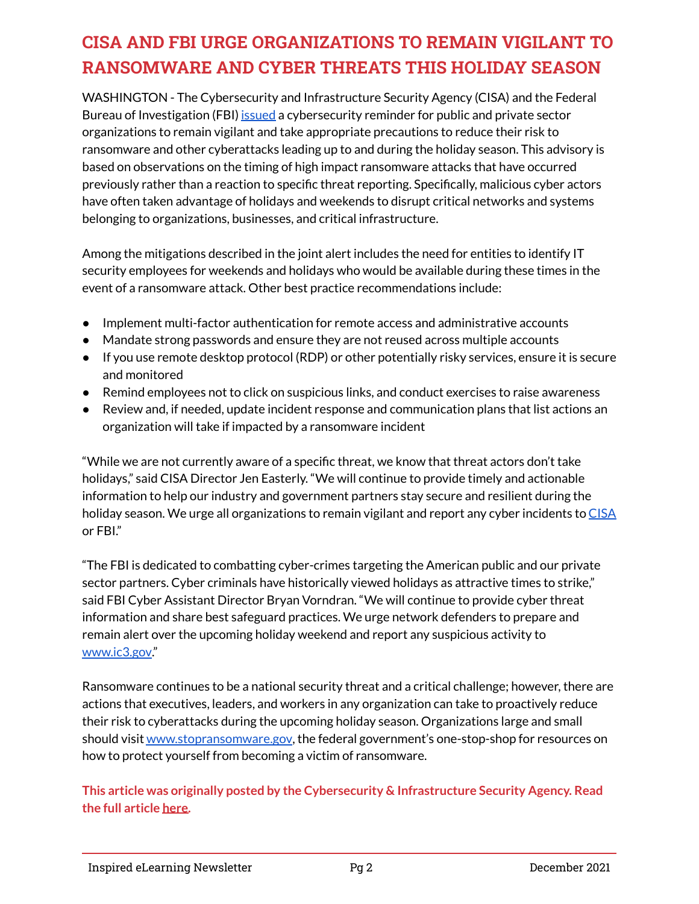# CISA AND FBI URGE ORGANIZATIONS TO REMAIN VIGILANT TO RANSOMWARE AND CYBER THREATS THIS HOLIDAY SEASON

WASHINGTON - The Cybersecurity and Infrastructure Security Agency (CISA) and the Federal Bureau of Investigation (FBI) issued a cybersecurity reminder for public and private sector organizations to remain vigilant and take appropriate precautions to reduce their risk to ransomware and other cyberattacks leading up to and during the holiday season. This advisory is based on observations on the timing of high impact ransomware attacks that have occurred previously rather than a reaction to specific threat reporting. Specifically, malicious cyber actors have often taken advantage of holidays and weekends to disrupt critical networks and systems belonging to organizations, businesses, and critical infrastructure.

Among the mitigations described in the joint alert includes the need for entities to identify IT security employees for weekends and holidays who would be available during these times in the event of a ransomware attack. Other best practice recommendations include:

- Implement multi-factor authentication for remote access and administrative accounts
- Mandate strong passwords and ensure they are not reused across multiple accounts
- If you use remote desktop protocol (RDP) or other potentially risky services, ensure it is secure and monitored
- Remind employees not to click on suspicious links, and conduct exercises to raise awareness
- Review and, if needed, update incident response and communication plans that list actions an organization will take if impacted by a ransomware incident

"While we are not currently aware of a specific threat, we know that threat actors don't take holidays," said CISA Director Jen Easterly. "We will continue to provide timely and actionable information to help our industry and government partners stay secure and resilient during the holiday season. We urge all organizations to remain vigilant and report any cyber incidents to CISA or FBI."

"The FBI is dedicated to combatting cyber-crimes targeting the American public and our private sector partners. Cyber criminals have historically viewed holidays as attractive times to strike," said FBI Cyber Assistant Director Bryan Vorndran. "We will continue to provide cyber threat information and share best safeguard practices. We urge network defenders to prepare and remain alert over the upcoming holiday weekend and report any suspicious activity to www.ic3.gov."

Ransomware continues to be a national security threat and a critical challenge; however, there are actions that executives, leaders, and workers in any organization can take to proactively reduce their risk to cyberattacks during the upcoming holiday season. Organizations large and small should visit www.stopransomware.gov, the federal government's one-stop-shop for resources on how to protect yourself from becoming a victim of ransomware.

**This article was originally posted by the Cybersecurity & Infrastructure Security Agency. Read the full article here.**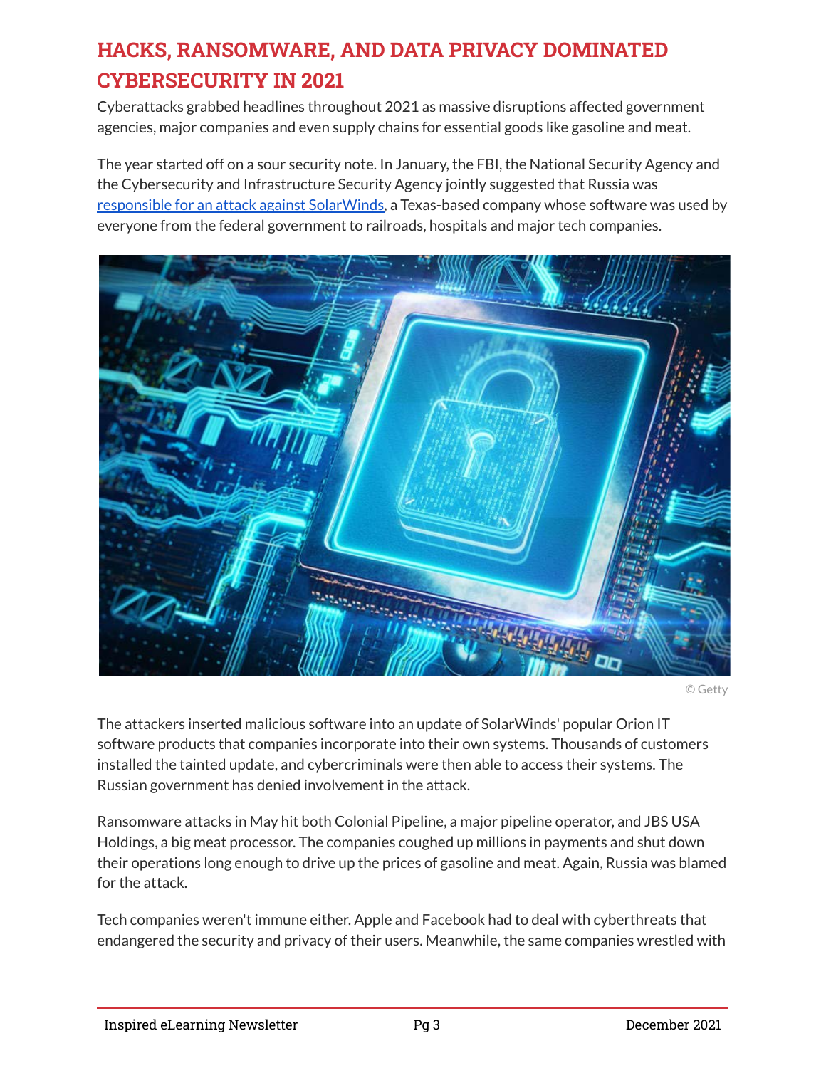## HACKS, RANSOMWARE, AND DATA PRIVACY DOMINATED CYBERSECURITY IN 2021

Cyberattacks grabbed headlines throughout 2021 as massive disruptions affected government agencies, major companies and even supply chains for essential goods like gasoline and meat.

The year started off on a sour security note. In January, the FBI, the National Security Agency and the Cybersecurity and Infrastructure Security Agency jointly suggested that Russia was responsible for an attack against SolarWinds, a Texas-based company whose software was used by everyone from the federal government to railroads, hospitals and major tech companies.

© Getty

The attackers inserted malicious software into an update of SolarWinds' popular Orion IT software products that companies incorporate into their own systems. Thousands of customers installed the tainted update, and cybercriminals were then able to access their systems. The Russian government has denied involvement in the attack.

Ransomware attacks in May hit both Colonial Pipeline, a major pipeline operator, and JBS USA Holdings, a big meat processor. The companies coughed up millions in payments and shut down their operations long enough to drive up the prices of gasoline and meat. Again, Russia was blamed for the attack.

Tech companies weren't immune either. Apple and Facebook had to deal with cyberthreats that endangered the security and privacy of their users. Meanwhile, the same companies wrestled with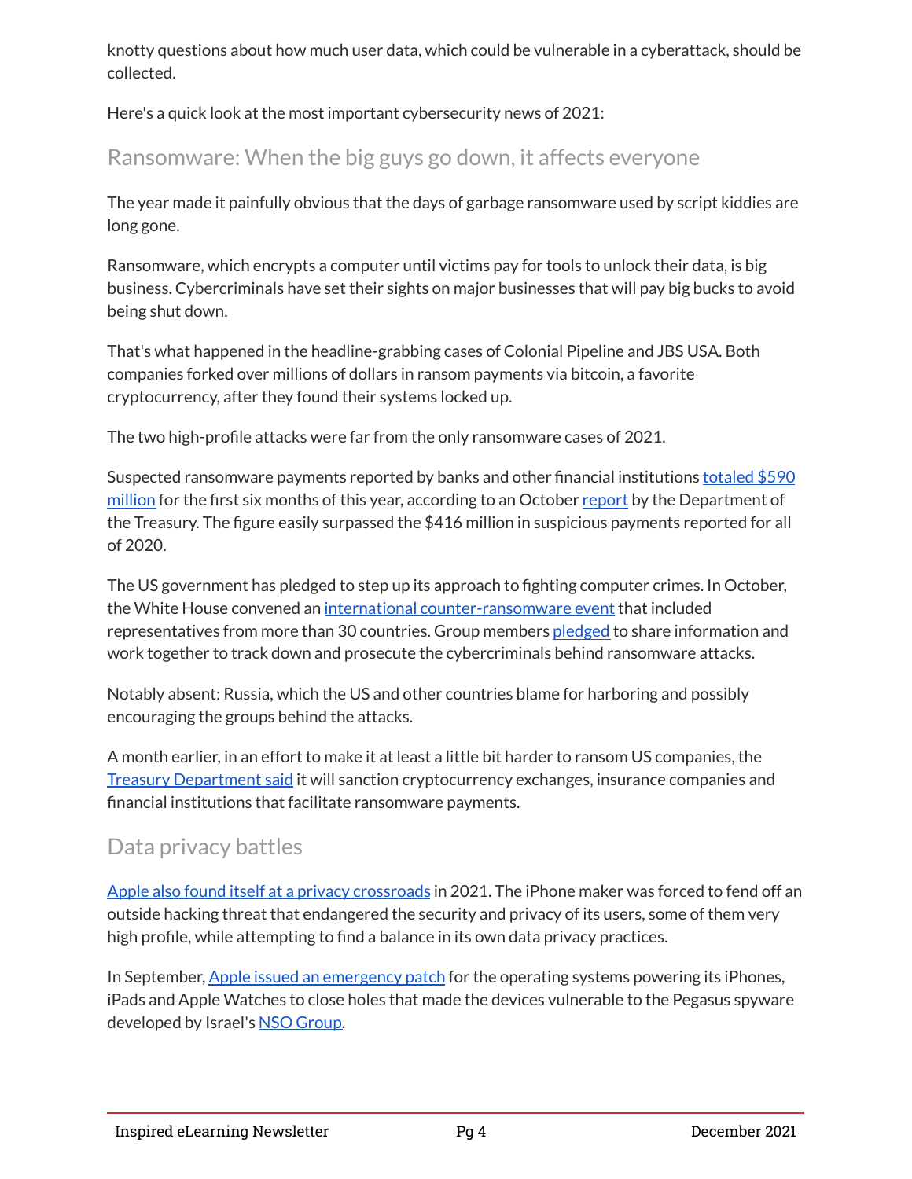knotty questions about how much user data, which could be vulnerable in a cyberattack, should be collected.

Here's a quick look at the most important cybersecurity news of 2021:

## Ransomware: When the big guys go down, it affects everyone

The year made it painfully obvious that the days of garbage ransomware used by script kiddies are long gone.

Ransomware, which encrypts a computer until victims pay for tools to unlock their data, is big business. Cybercriminals have set their sights on major businesses that will pay big bucks to avoid being shut down.

That's what happened in the headline-grabbing cases of Colonial Pipeline and JBS USA. Both companies forked over millions of dollars in ransom payments via bitcoin, a favorite cryptocurrency, after they found their systems locked up.

The two high-profile attacks were far from the only ransomware cases of 2021.

Suspected ransomware payments reported by banks and other financial institutions totaled $590 million for the first six months of this year, according to an October report by the Department of the Treasury. The figure easily surpassed the $416 million in suspicious payments reported for all of 2020.

The US government has pledged to step up its approach to fighting computer crimes. In October, the White House convened an international counter-ransomware event that included representatives from more than 30 countries. Group members pledged to share information and work together to track down and prosecute the cybercriminals behind ransomware attacks.

Notably absent: Russia, which the US and other countries blame for harboring and possibly encouraging the groups behind the attacks.

A month earlier, in an effort to make it at least a little bit harder to ransom US companies, the Treasury Department said it will sanction cryptocurrency exchanges, insurance companies and financial institutions that facilitate ransomware payments.

## Data privacy battles

Apple also found itself at a privacy crossroads in 2021. The iPhone maker was forced to fend off an outside hacking threat that endangered the security and privacy of its users, some of them very high profile, while attempting to find a balance in its own data privacy practices.

In September, Apple issued an emergency patch for the operating systems powering its iPhones, iPads and Apple Watches to close holes that made the devices vulnerable to the Pegasus spyware developed by Israel's NSO Group.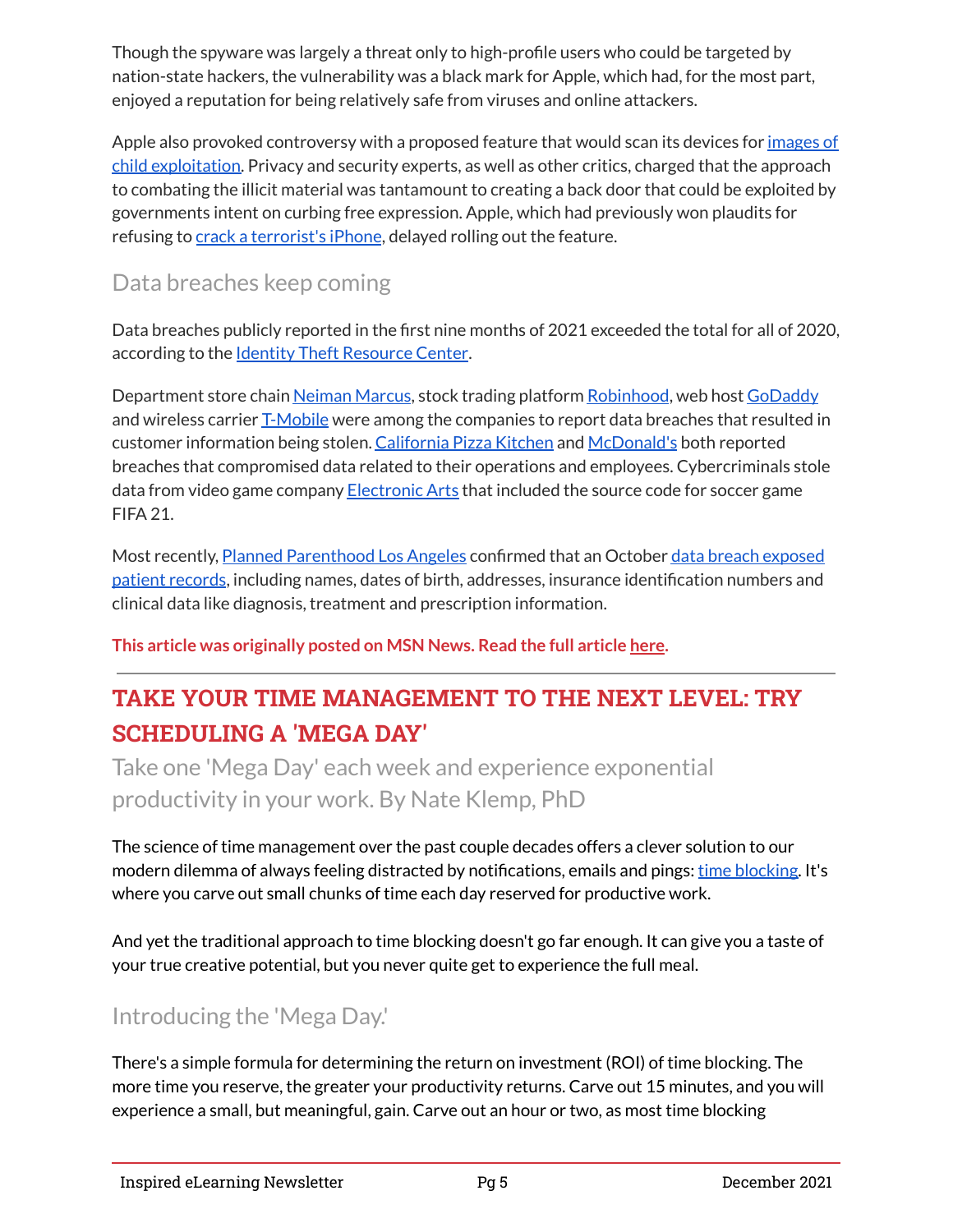Though the spyware was largely a threat only to high-profile users who could be targeted by nation-state hackers, the vulnerability was a black mark for Apple, which had, for the most part, enjoyed a reputation for being relatively safe from viruses and online attackers.

Apple also provoked controversy with a proposed feature that would scan its devices for images of child exploitation. Privacy and security experts, as well as other critics, charged that the approach to combating the illicit material was tantamount to creating a back door that could be exploited by governments intent on curbing free expression. Apple, which had previously won plaudits for refusing to crack a terrorist's iPhone, delayed rolling out the feature.

## Data breaches keep coming

Data breaches publicly reported in the first nine months of 2021 exceeded the total for all of 2020, according to the Identity Theft Resource Center.

Department store chain Neiman Marcus, stock trading platform Robinhood, web host GoDaddy and wireless carrier T-Mobile were among the companies to report data breaches that resulted in customer information being stolen. California Pizza Kitchen and McDonald's both reported breaches that compromised data related to their operations and employees. Cybercriminals stole data from video game company Electronic Arts that included the source code for soccer game FIFA 21.

Most recently, Planned Parenthood Los Angeles confirmed that an October data breach exposed patient records, including names, dates of birth, addresses, insurance identification numbers and clinical data like diagnosis, treatment and prescription information.

**This article was originally posted on MSN News. Read the full article here.**

---

# TAKE YOUR TIME MANAGEMENT TO THE NEXT LEVEL: TRY SCHEDULING A 'MEGA DAY'

Take one 'Mega Day' each week and experience exponential productivity in your work. By Nate Klemp, PhD

The science of time management over the past couple decades offers a clever solution to our modern dilemma of always feeling distracted by notifications, emails and pings: time blocking. It's where you carve out small chunks of time each day reserved for productive work.

And yet the traditional approach to time blocking doesn't go far enough. It can give you a taste of your true creative potential, but you never quite get to experience the full meal.

## Introducing the 'Mega Day.'

There's a simple formula for determining the return on investment (ROI) of time blocking. The more time you reserve, the greater your productivity returns. Carve out 15 minutes, and you will experience a small, but meaningful, gain. Carve out an hour or two, as most time blocking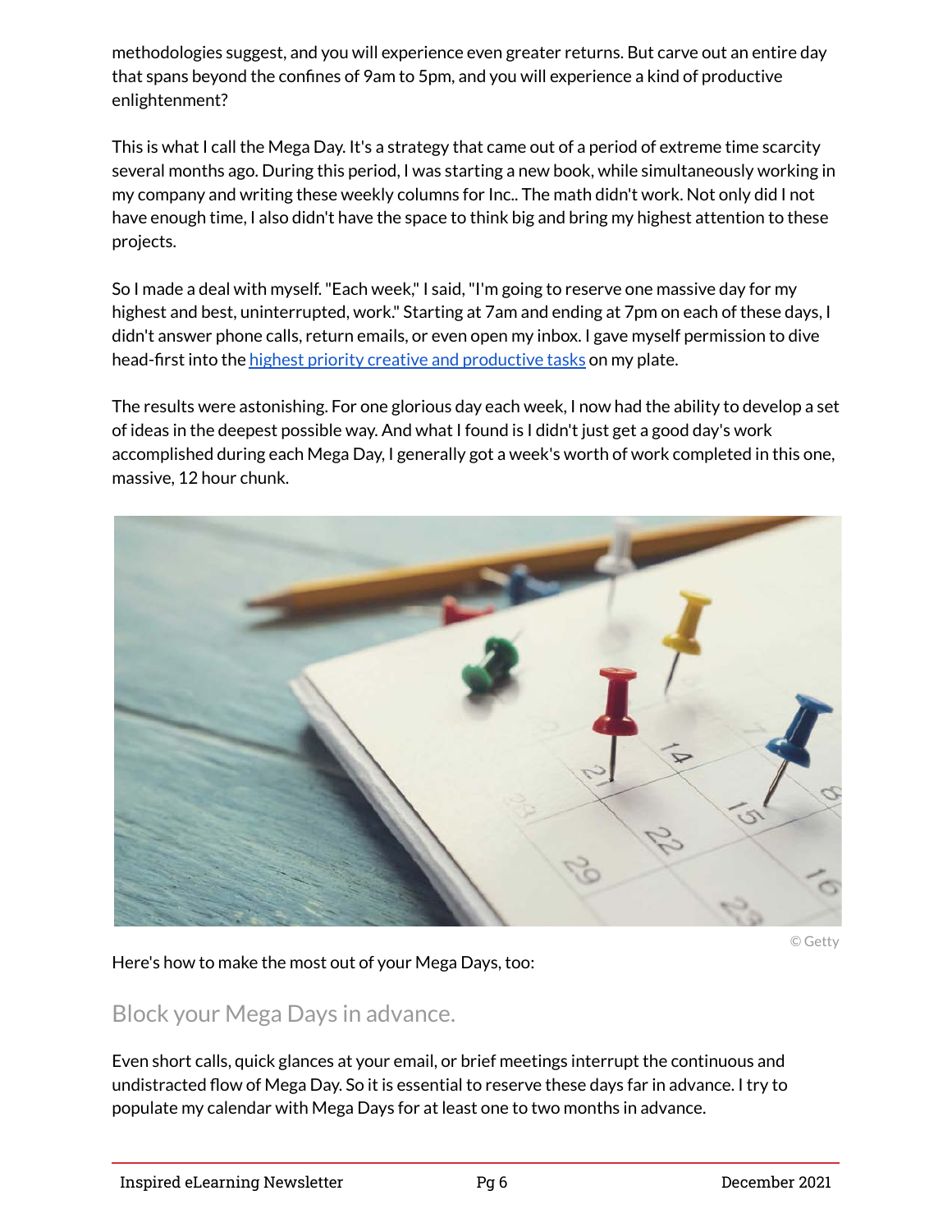methodologies suggest, and you will experience even greater returns. But carve out an entire day that spans beyond the confines of 9am to 5pm, and you will experience a kind of productive enlightenment?

This is what I call the Mega Day. It's a strategy that came out of a period of extreme time scarcity several months ago. During this period, I was starting a new book, while simultaneously working in my company and writing these weekly columns for Inc.. The math didn't work. Not only did I not have enough time, I also didn't have the space to think big and bring my highest attention to these projects.

So I made a deal with myself. "Each week," I said, "I'm going to reserve one massive day for my highest and best, uninterrupted, work." Starting at 7am and ending at 7pm on each of these days, I didn't answer phone calls, return emails, or even open my inbox. I gave myself permission to dive head-first into the highest priority creative and productive tasks on my plate.

The results were astonishing. For one glorious day each week, I now had the ability to develop a set of ideas in the deepest possible way. And what I found is I didn't just get a good day's work accomplished during each Mega Day, I generally got a week's worth of work completed in this one, massive, 12 hour chunk.

© Getty

Here's how to make the most out of your Mega Days, too:

## Block your Mega Days in advance.

Even short calls, quick glances at your email, or brief meetings interrupt the continuous and undistracted flow of Mega Day. So it is essential to reserve these days far in advance. I try to populate my calendar with Mega Days for at least one to two months in advance.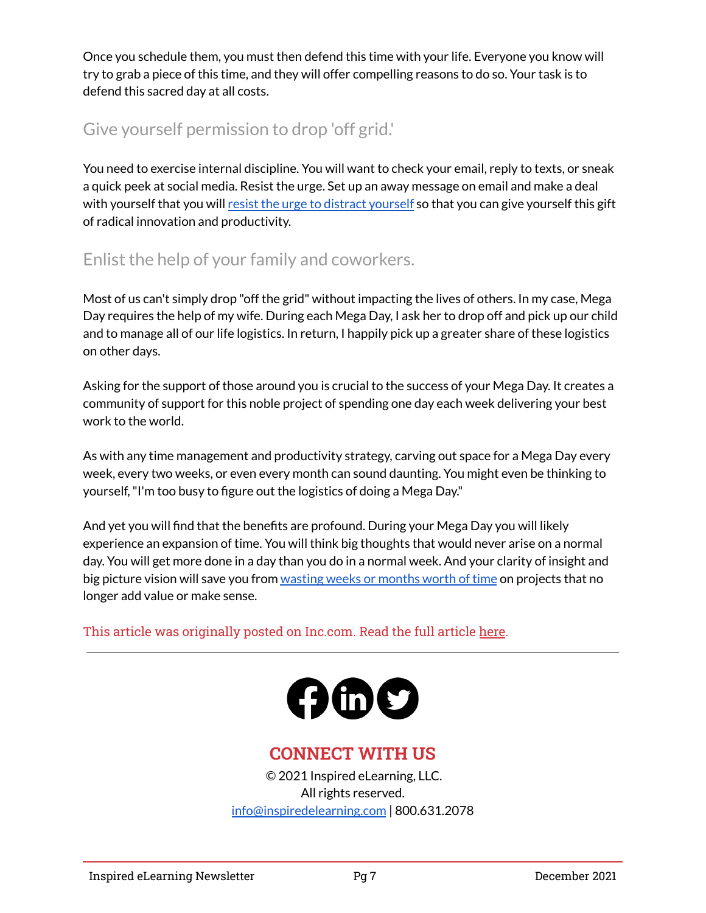Once you schedule them, you must then defend this time with your life. Everyone you know will try to grab a piece of this time, and they will offer compelling reasons to do so. Your task is to defend this sacred day at all costs.

## Give yourself permission to drop 'off grid.'

You need to exercise internal discipline. You will want to check your email, reply to texts, or sneak a quick peek at social media. Resist the urge. Set up an away message on email and make a deal with yourself that you will resist the urge to distract yourself so that you can give yourself this gift of radical innovation and productivity.

## Enlist the help of your family and coworkers.

Most of us can't simply drop "off the grid" without impacting the lives of others. In my case, Mega Day requires the help of my wife. During each Mega Day, I ask her to drop off and pick up our child and to manage all of our life logistics. In return, I happily pick up a greater share of these logistics on other days.

Asking for the support of those around you is crucial to the success of your Mega Day. It creates a community of support for this noble project of spending one day each week delivering your best work to the world.

As with any time management and productivity strategy, carving out space for a Mega Day every week, every two weeks, or even every month can sound daunting. You might even be thinking to yourself, "I'm too busy to figure out the logistics of doing a Mega Day."

And yet you will find that the benefits are profound. During your Mega Day you will likely experience an expansion of time. You will think big thoughts that would never arise on a normal day. You will get more done in a day than you do in a normal week. And your clarity of insight and big picture vision will save you from wasting weeks or months worth of time on projects that no longer add value or make sense.

This article was originally posted on Inc.com. Read the full article here.

---

**CONNECT WITH US**

© 2021 Inspired eLearning, LLC.
All rights reserved.
info@inspiredelearning.com | 800.631.2078